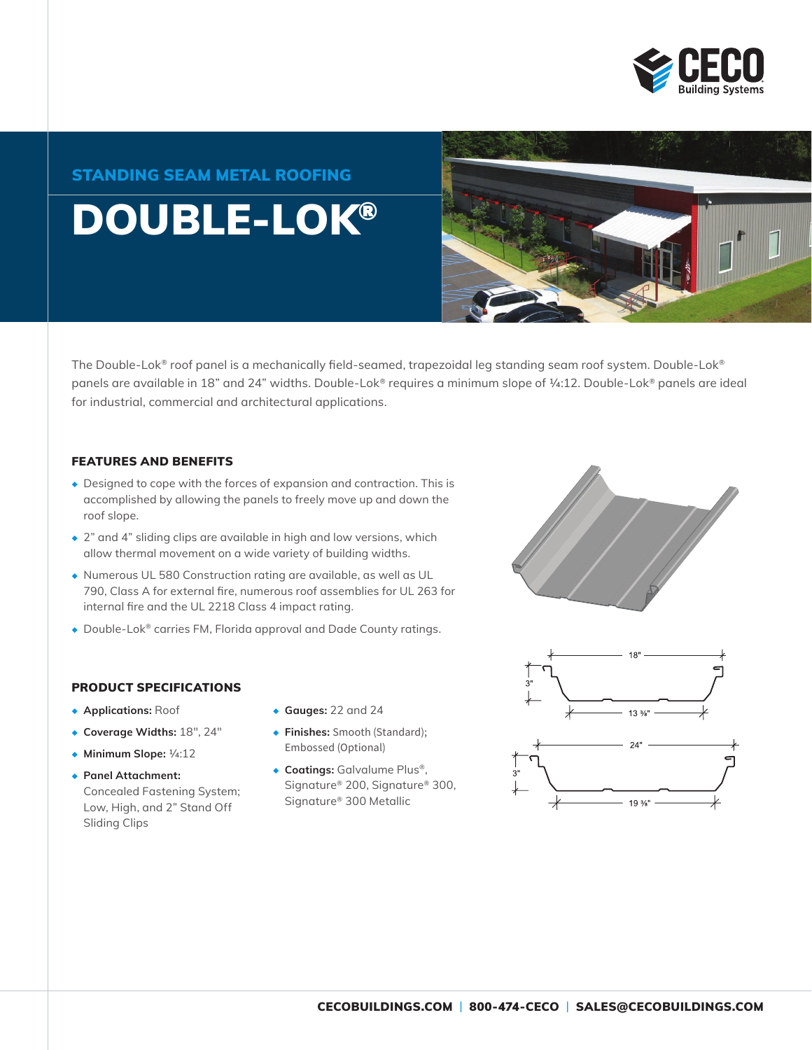# STANDING SEAM METAL ROOFING

# DOUBLE-LOK®

The Double-Lok® roof panel is a mechanically field-seamed, trapezoidal leg standing seam roof system. Double-Lok® panels are available in 18" and 24" widths. Double-Lok® requires a minimum slope of ¼:12. Double-Lok® panels are ideal for industrial, commercial and architectural applications.

## FEATURES AND BENEFITS

- Designed to cope with the forces of expansion and contraction. This is accomplished by allowing the panels to freely move up and down the roof slope.
- 2" and 4" sliding clips are available in high and low versions, which allow thermal movement on a wide variety of building widths.
- Numerous UL 580 Construction rating are available, as well as UL 790, Class A for external fire, numerous roof assemblies for UL 263 for internal fire and the UL 2218 Class 4 impact rating.
- Double-Lok® carries FM, Florida approval and Dade County ratings.

## PRODUCT SPECIFICATIONS

- **Applications:** Roof
- **Coverage Widths:** 18", 24"
- **Minimum Slope:** ¼:12
- **Panel Attachment:** Concealed Fastening System; Low, High, and 2" Stand Off Sliding Clips
- **Gauges:** 22 and 24
- **Finishes:** Smooth (Standard); Embossed (Optional)
- **Coatings:** Galvalume Plus®, Signature® 200, Signature® 300, Signature® 300 Metallic

18" · 3" · 13 ⅜"

24" · 3" · 19 ⅜"

CECOBUILDINGS.COM | 800-474-CECO | SALES@CECOBUILDINGS.COM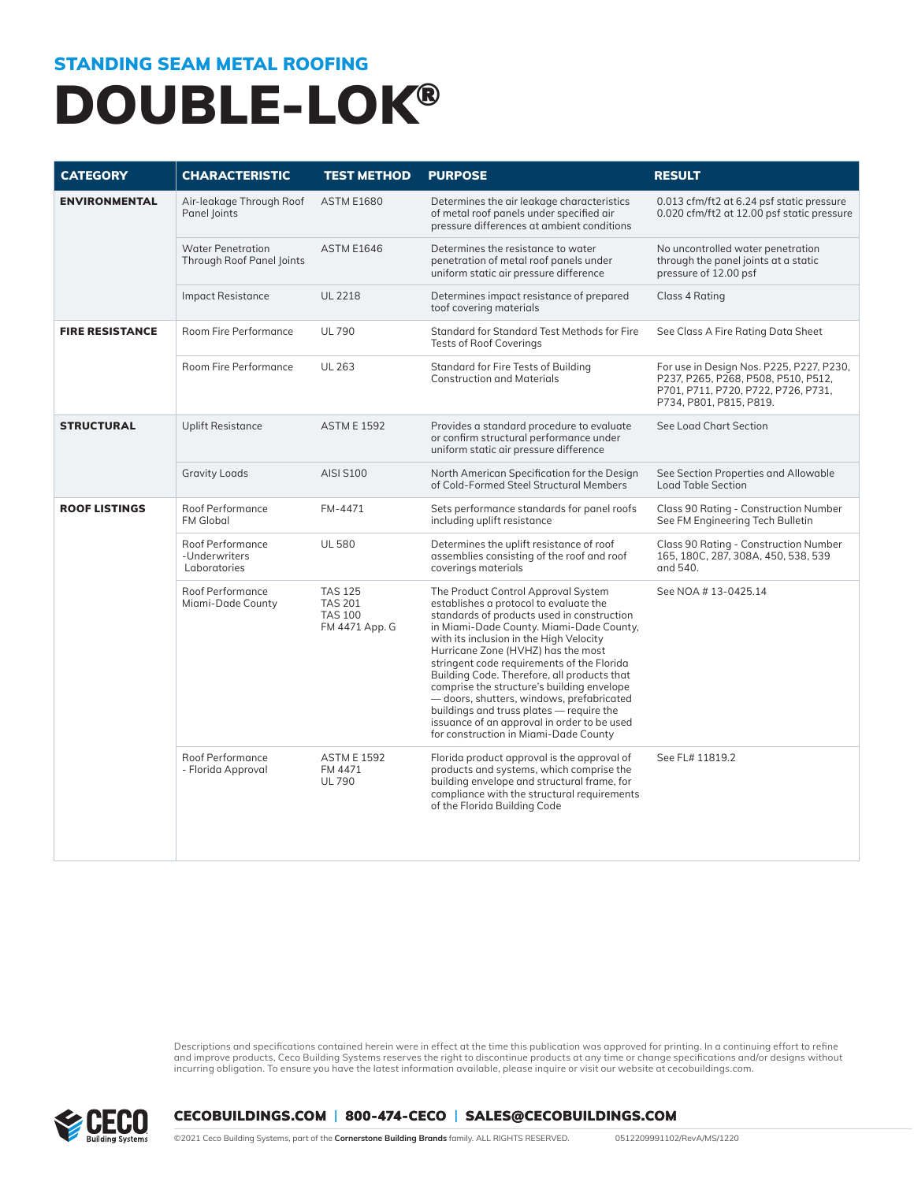## STANDING SEAM METAL ROOFING

# DOUBLE-LOK®

| CATEGORY | CHARACTERISTIC | TEST METHOD | PURPOSE | RESULT |
|---|---|---|---|---|
| **ENVIRONMENTAL** | Air-leakage Through Roof Panel Joints | ASTM E1680 | Determines the air leakage characteristics of metal roof panels under specified air pressure differences at ambient conditions | 0.013 cfm/ft2 at 6.24 psf static pressure<br>0.020 cfm/ft2 at 12.00 psf static pressure |
| | Water Penetration Through Roof Panel Joints | ASTM E1646 | Determines the resistance to water penetration of metal roof panels under uniform static air pressure difference | No uncontrolled water penetration through the panel joints at a static pressure of 12.00 psf |
| | Impact Resistance | UL 2218 | Determines impact resistance of prepared toof covering materials | Class 4 Rating |
| **FIRE RESISTANCE** | Room Fire Performance | UL 790 | Standard for Standard Test Methods for Fire Tests of Roof Coverings | See Class A Fire Rating Data Sheet |
| | Room Fire Performance | UL 263 | Standard for Fire Tests of Building Construction and Materials | For use in Design Nos. P225, P227, P230, P237, P265, P268, P508, P510, P512, P701, P711, P720, P722, P726, P731, P734, P801, P815, P819. |
| **STRUCTURAL** | Uplift Resistance | ASTM E 1592 | Provides a standard procedure to evaluate or confirm structural performance under uniform static air pressure difference | See Load Chart Section |
| | Gravity Loads | AISI S100 | North American Specification for the Design of Cold-Formed Steel Structural Members | See Section Properties and Allowable Load Table Section |
| **ROOF LISTINGS** | Roof Performance FM Global | FM-4471 | Sets performance standards for panel roofs including uplift resistance | Class 90 Rating - Construction Number See FM Engineering Tech Bulletin |
| | Roof Performance -Underwriters Laboratories | UL 580 | Determines the uplift resistance of roof assemblies consisting of the roof and roof coverings materials | Class 90 Rating - Construction Number 165, 180C, 287, 308A, 450, 538, 539 and 540. |
| | Roof Performance Miami-Dade County | TAS 125<br>TAS 201<br>TAS 100<br>FM 4471 App. G | The Product Control Approval System establishes a protocol to evaluate the standards of products used in construction in Miami-Dade County. Miami-Dade County, with its inclusion in the High Velocity Hurricane Zone (HVHZ) has the most stringent code requirements of the Florida Building Code. Therefore, all products that comprise the structure's building envelope — doors, shutters, windows, prefabricated buildings and truss plates — require the issuance of an approval in order to be used for construction in Miami-Dade County | See NOA # 13-0425.14 |
| | Roof Performance - Florida Approval | ASTM E 1592<br>FM 4471<br>UL 790 | Florida product approval is the approval of products and systems, which comprise the building envelope and structural frame, for compliance with the structural requirements of the Florida Building Code | See FL# 11819.2 |

Descriptions and specifications contained herein were in effect at the time this publication was approved for printing. In a continuing effort to refine and improve products, Ceco Building Systems reserves the right to discontinue products at any time or change specifications and/or designs without incurring obligation. To ensure you have the latest information available, please inquire or visit our website at cecobuildings.com.

CECO Building Systems

**CECOBUILDINGS.COM | 800-474-CECO | SALES@CECOBUILDINGS.COM**

©2021 Ceco Building Systems, part of the **Cornerstone Building Brands** family. ALL RIGHTS RESERVED. 0512209991102/RevA/MS/1220